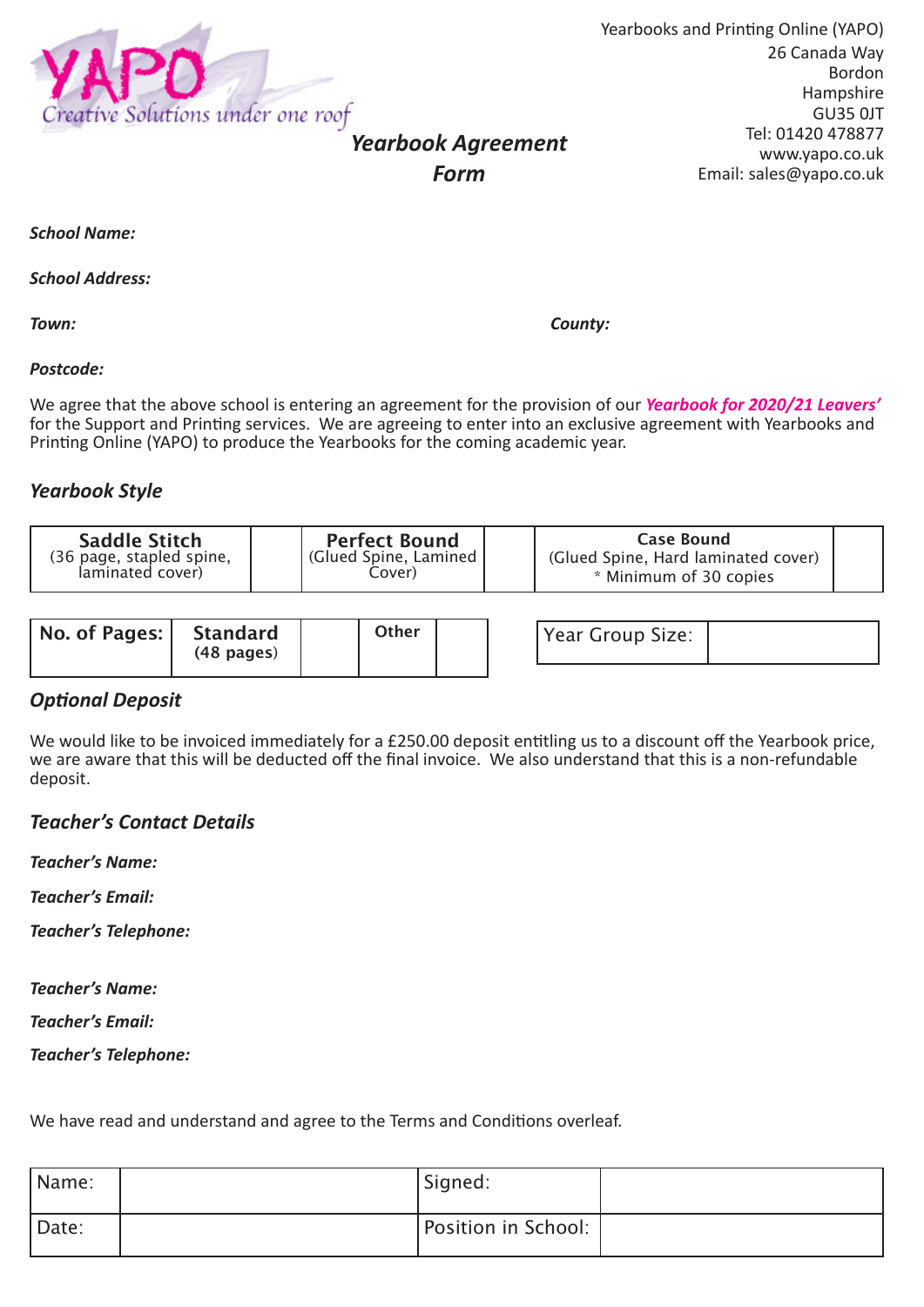YAPO
Creative Solutions under one roof

Yearbooks and Printing Online (YAPO)
26 Canada Way
Bordon
Hampshire
GU35 0JT
Tel: 01420 478877
www.yapo.co.uk
Email: sales@yapo.co.uk

# *Yearbook Agreement Form*

***School Name:***

***School Address:***

***Town:*** ***County:***

***Postcode:***

We agree that the above school is entering an agreement for the provision of our ***Yearbook for 2020/21 Leavers'*** for the Support and Printing services. We are agreeing to enter into an exclusive agreement with Yearbooks and Printing Online (YAPO) to produce the Yearbooks for the coming academic year.

## *Yearbook Style*

| **Saddle Stitch** (36 page, stapled spine, laminated cover) | | **Perfect Bound** (Glued Spine, Lamined Cover) | | **Case Bound** (Glued Spine, Hard laminated cover) * Minimum of 30 copies | |
|---|---|---|---|---|---|

| No. of Pages: | Standard (48 pages) | | Other | |
|---|---|---|---|---|

| Year Group Size: | |
|---|---|

## *Optional Deposit*

We would like to be invoiced immediately for a £250.00 deposit entitling us to a discount off the Yearbook price, we are aware that this will be deducted off the final invoice. We also understand that this is a non-refundable deposit.

## *Teacher's Contact Details*

***Teacher's Name:***

***Teacher's Email:***

***Teacher's Telephone:***

***Teacher's Name:***

***Teacher's Email:***

***Teacher's Telephone:***

We have read and understand and agree to the Terms and Conditions overleaf.

| Name: | | Signed: | |
|---|---|---|---|
| Date: | | Position in School: | |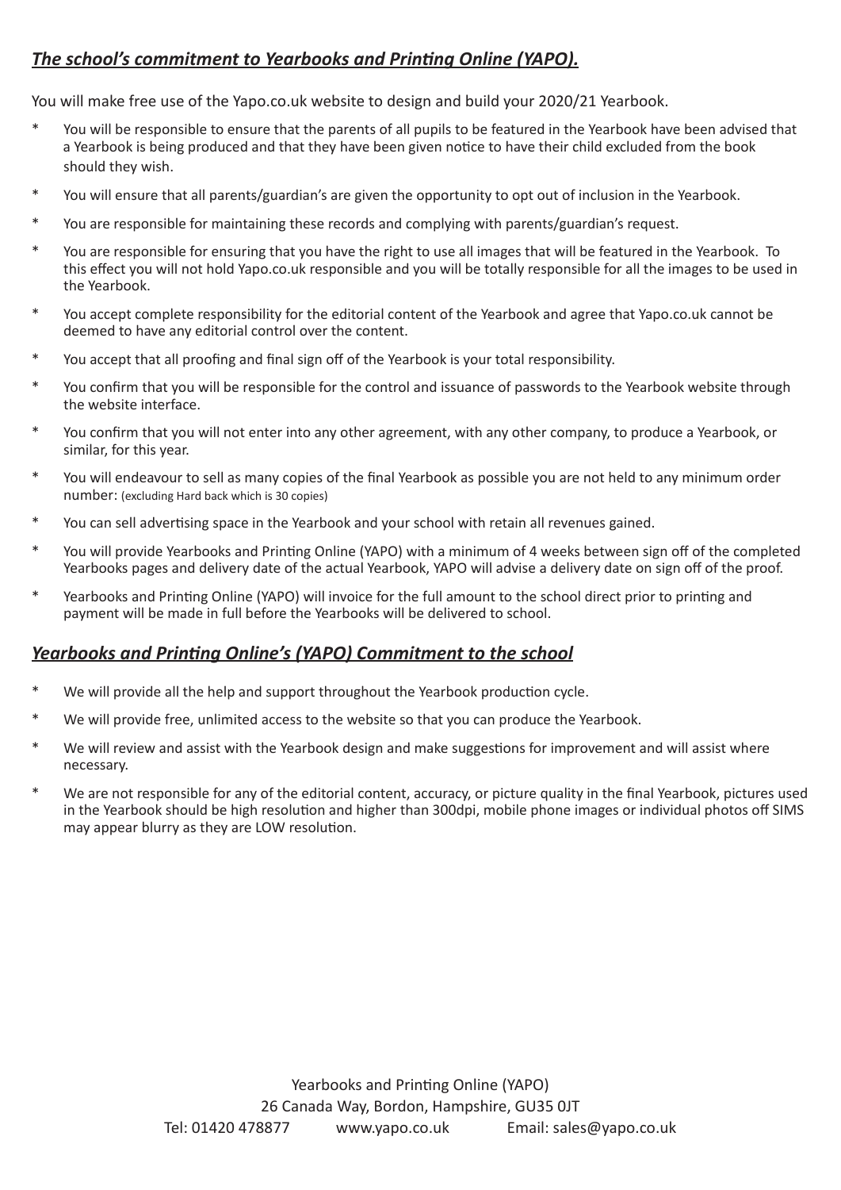## ***The school's commitment to Yearbooks and Printing Online (YAPO).***

You will make free use of the Yapo.co.uk website to design and build your 2020/21 Yearbook.

* You will be responsible to ensure that the parents of all pupils to be featured in the Yearbook have been advised that a Yearbook is being produced and that they have been given notice to have their child excluded from the book should they wish.
* You will ensure that all parents/guardian's are given the opportunity to opt out of inclusion in the Yearbook.
* You are responsible for maintaining these records and complying with parents/guardian's request.
* You are responsible for ensuring that you have the right to use all images that will be featured in the Yearbook. To this effect you will not hold Yapo.co.uk responsible and you will be totally responsible for all the images to be used in the Yearbook.
* You accept complete responsibility for the editorial content of the Yearbook and agree that Yapo.co.uk cannot be deemed to have any editorial control over the content.
* You accept that all proofing and final sign off of the Yearbook is your total responsibility.
* You confirm that you will be responsible for the control and issuance of passwords to the Yearbook website through the website interface.
* You confirm that you will not enter into any other agreement, with any other company, to produce a Yearbook, or similar, for this year.
* You will endeavour to sell as many copies of the final Yearbook as possible you are not held to any minimum order number: (excluding Hard back which is 30 copies)
* You can sell advertising space in the Yearbook and your school with retain all revenues gained.
* You will provide Yearbooks and Printing Online (YAPO) with a minimum of 4 weeks between sign off of the completed Yearbooks pages and delivery date of the actual Yearbook, YAPO will advise a delivery date on sign off of the proof.
* Yearbooks and Printing Online (YAPO) will invoice for the full amount to the school direct prior to printing and payment will be made in full before the Yearbooks will be delivered to school.

## ***Yearbooks and Printing Online's (YAPO) Commitment to the school***

* We will provide all the help and support throughout the Yearbook production cycle.
* We will provide free, unlimited access to the website so that you can produce the Yearbook.
* We will review and assist with the Yearbook design and make suggestions for improvement and will assist where necessary.
* We are not responsible for any of the editorial content, accuracy, or picture quality in the final Yearbook, pictures used in the Yearbook should be high resolution and higher than 300dpi, mobile phone images or individual photos off SIMS may appear blurry as they are LOW resolution.

Yearbooks and Printing Online (YAPO)
26 Canada Way, Bordon, Hampshire, GU35 0JT
Tel: 01420 478877 www.yapo.co.uk Email: sales@yapo.co.uk